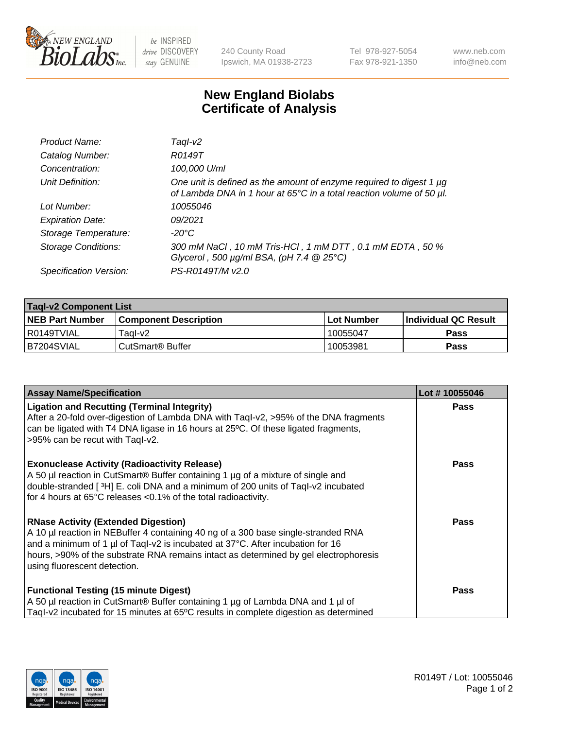# New England Biolabs
# Certificate of Analysis

| | |
|---|---|
| *Product Name:* | *TaqI-v2* |
| *Catalog Number:* | *R0149T* |
| *Concentration:* | *100,000 U/ml* |
| *Unit Definition:* | *One unit is defined as the amount of enzyme required to digest 1 µg of Lambda DNA in 1 hour at 65°C in a total reaction volume of 50 µl.* |
| *Lot Number:* | *10055046* |
| *Expiration Date:* | *09/2021* |
| *Storage Temperature:* | *-20°C* |
| *Storage Conditions:* | *300 mM NaCl , 10 mM Tris-HCl , 1 mM DTT , 0.1 mM EDTA , 50 % Glycerol , 500 µg/ml BSA, (pH 7.4 @ 25°C)* |
| *Specification Version:* | *PS-R0149T/M v2.0* |

| TaqI-v2 Component List | | | |
|---|---|---|---|
| **NEB Part Number** | **Component Description** | **Lot Number** | **Individual QC Result** |
| R0149TVIAL | TaqI-v2 | 10055047 | **Pass** |
| B7204SVIAL | CutSmart® Buffer | 10053981 | **Pass** |

| Assay Name/Specification | Lot # 10055046 |
|---|---|
| **Ligation and Recutting (Terminal Integrity)**<br>After a 20-fold over-digestion of Lambda DNA with TaqI-v2, >95% of the DNA fragments can be ligated with T4 DNA ligase in 16 hours at 25ºC. Of these ligated fragments, >95% can be recut with TaqI-v2. | **Pass** |
| **Exonuclease Activity (Radioactivity Release)**<br>A 50 µl reaction in CutSmart® Buffer containing 1 µg of a mixture of single and double-stranded [ $^{3}$H] E. coli DNA and a minimum of 200 units of TaqI-v2 incubated for 4 hours at 65°C releases <0.1% of the total radioactivity. | **Pass** |
| **RNase Activity (Extended Digestion)**<br>A 10 µl reaction in NEBuffer 4 containing 40 ng of a 300 base single-stranded RNA and a minimum of 1 µl of TaqI-v2 is incubated at 37°C. After incubation for 16 hours, >90% of the substrate RNA remains intact as determined by gel electrophoresis using fluorescent detection. | **Pass** |
| **Functional Testing (15 minute Digest)**<br>A 50 µl reaction in CutSmart® Buffer containing 1 µg of Lambda DNA and 1 µl of TaqI-v2 incubated for 15 minutes at 65ºC results in complete digestion as determined | **Pass** |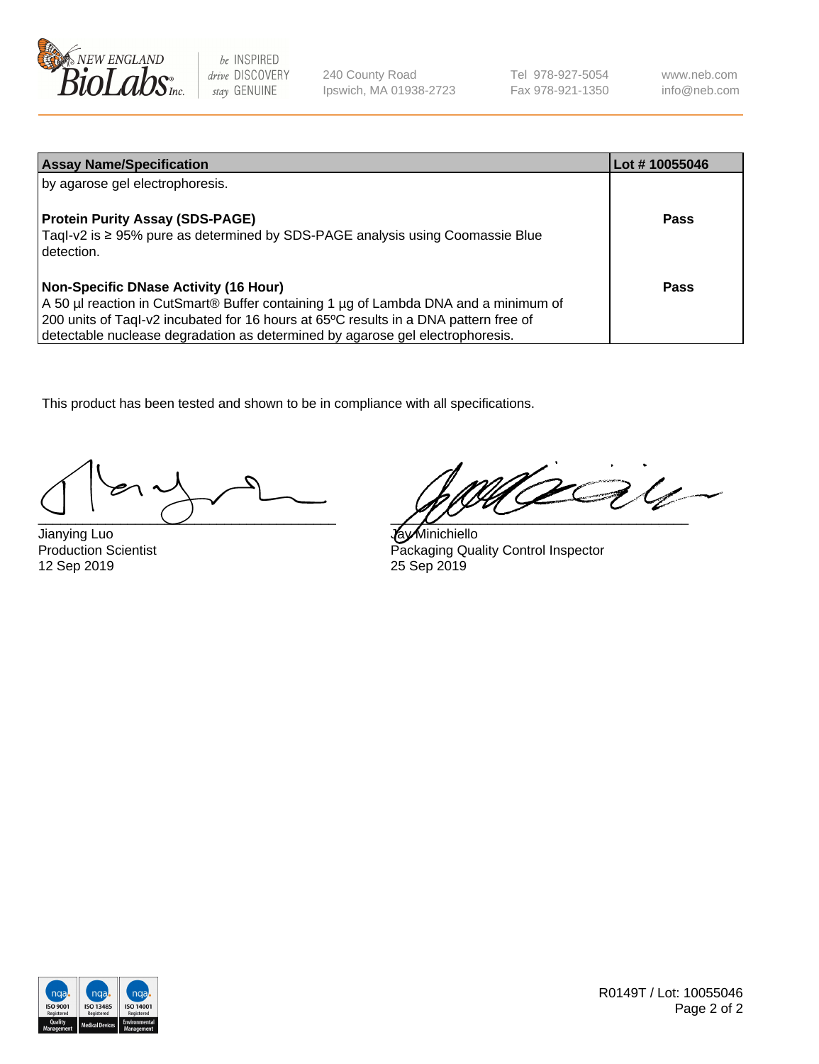| Assay Name/Specification | Lot # 10055046 |
|---|---|
| by agarose gel electrophoresis. | |
| **Protein Purity Assay (SDS-PAGE)**<br>TaqI-v2 is ≥ 95% pure as determined by SDS-PAGE analysis using Coomassie Blue detection. | **Pass** |
| **Non-Specific DNase Activity (16 Hour)**<br>A 50 µl reaction in CutSmart® Buffer containing 1 µg of Lambda DNA and a minimum of 200 units of TaqI-v2 incubated for 16 hours at 65ºC results in a DNA pattern free of detectable nuclease degradation as determined by agarose gel electrophoresis. | **Pass** |

This product has been tested and shown to be in compliance with all specifications.

Jianying Luo
Production Scientist
12 Sep 2019

Jay Minichiello
Packaging Quality Control Inspector
25 Sep 2019

R0149T / Lot: 10055046